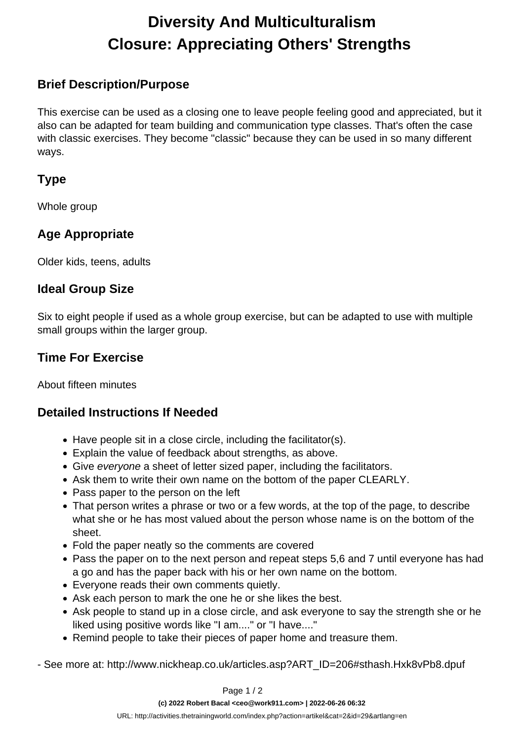# Diversity And Multiculturalism
# Closure: Appreciating Others' Strengths

## Brief Description/Purpose

This exercise can be used as a closing one to leave people feeling good and appreciated, but it also can be adapted for team building and communication type classes. That's often the case with classic exercises. They become "classic" because they can be used in so many different ways.

## Type

Whole group

## Age Appropriate

Older kids, teens, adults

## Ideal Group Size

Six to eight people if used as a whole group exercise, but can be adapted to use with multiple small groups within the larger group.

## Time For Exercise

About fifteen minutes

## Detailed Instructions If Needed

- Have people sit in a close circle, including the facilitator(s).
- Explain the value of feedback about strengths, as above.
- Give *everyone* a sheet of letter sized paper, including the facilitators.
- Ask them to write their own name on the bottom of the paper CLEARLY.
- Pass paper to the person on the left
- That person writes a phrase or two or a few words, at the top of the page, to describe what she or he has most valued about the person whose name is on the bottom of the sheet.
- Fold the paper neatly so the comments are covered
- Pass the paper on to the next person and repeat steps 5,6 and 7 until everyone has had a go and has the paper back with his or her own name on the bottom.
- Everyone reads their own comments quietly.
- Ask each person to mark the one he or she likes the best.
- Ask people to stand up in a close circle, and ask everyone to say the strength she or he liked using positive words like "I am...." or "I have...."
- Remind people to take their pieces of paper home and treasure them.

- See more at: http://www.nickheap.co.uk/articles.asp?ART_ID=206#sthash.Hxk8vPb8.dpuf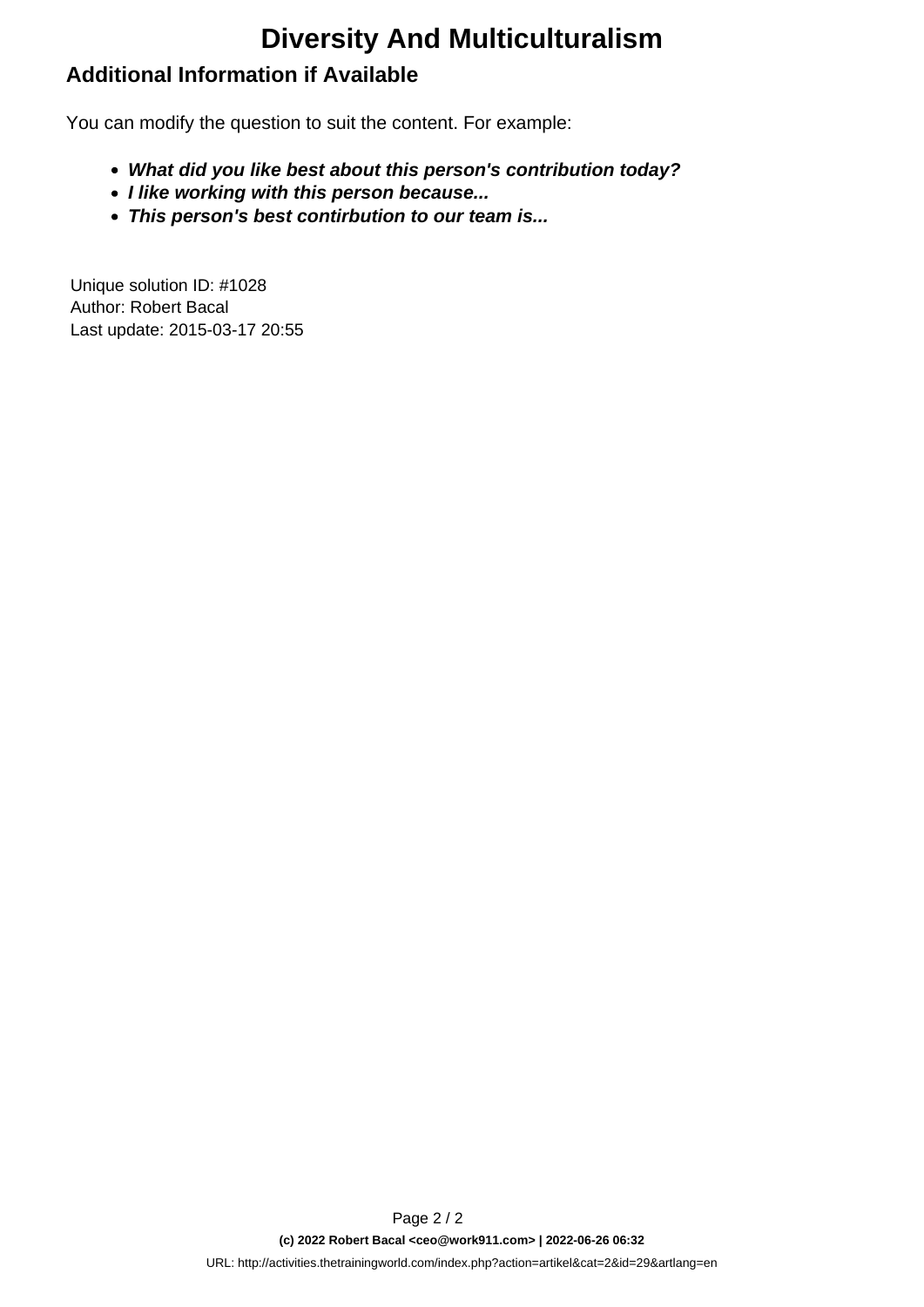## Additional Information if Available

You can modify the question to suit the content. For example:

- ***What did you like best about this person's contribution today?***
- ***I like working with this person because...***
- ***This person's best contirbution to our team is...***

Unique solution ID: #1028
Author: Robert Bacal
Last update: 2015-03-17 20:55